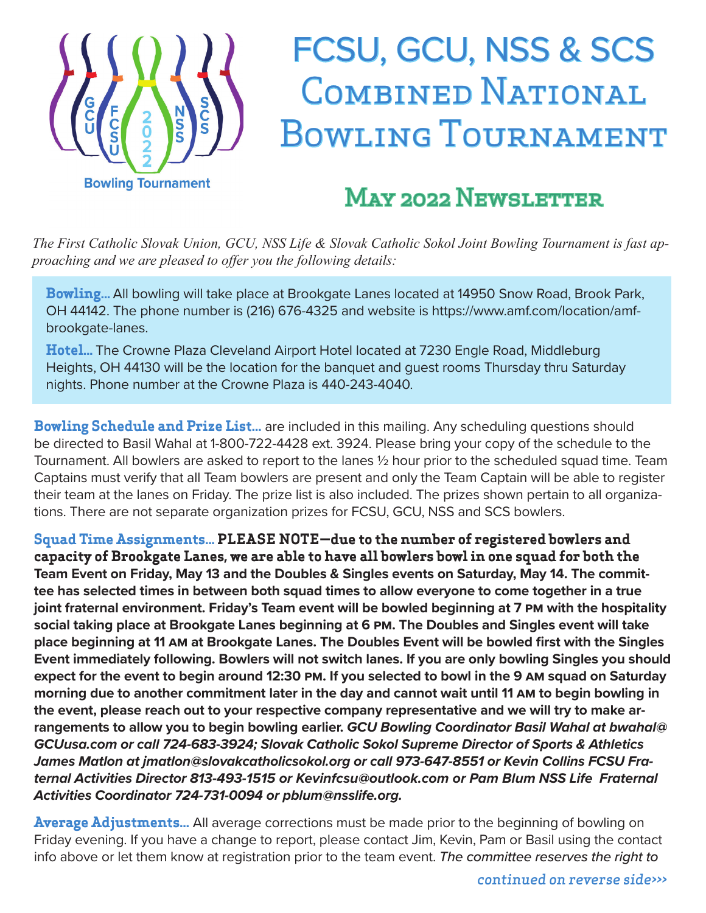Bowling Tournament

# FCSU, GCU, NSS & SCS Combined National Bowling Tournament

## May 2022 Newsletter

*The First Catholic Slovak Union, GCU, NSS Life & Slovak Catholic Sokol Joint Bowling Tournament is fast approaching and we are pleased to offer you the following details:*

**Bowling...** All bowling will take place at Brookgate Lanes located at 14950 Snow Road, Brook Park, OH 44142. The phone number is (216) 676-4325 and website is https://www.amf.com/location/amf-brookgate-lanes.

**Hotel...** The Crowne Plaza Cleveland Airport Hotel located at 7230 Engle Road, Middleburg Heights, OH 44130 will be the location for the banquet and guest rooms Thursday thru Saturday nights. Phone number at the Crowne Plaza is 440-243-4040.

**Bowling Schedule and Prize List...** are included in this mailing. Any scheduling questions should be directed to Basil Wahal at 1-800-722-4428 ext. 3924. Please bring your copy of the schedule to the Tournament. All bowlers are asked to report to the lanes ½ hour prior to the scheduled squad time. Team Captains must verify that all Team bowlers are present and only the Team Captain will be able to register their team at the lanes on Friday. The prize list is also included. The prizes shown pertain to all organizations. There are not separate organization prizes for FCSU, GCU, NSS and SCS bowlers.

**Squad Time Assignments... PLEASE NOTE—due to the number of registered bowlers and capacity of Brookgate Lanes, we are able to have all bowlers bowl in one squad for both the Team Event on Friday, May 13 and the Doubles & Singles events on Saturday, May 14. The committee has selected times in between both squad times to allow everyone to come together in a true joint fraternal environment. Friday's Team event will be bowled beginning at 7 PM with the hospitality social taking place at Brookgate Lanes beginning at 6 PM. The Doubles and Singles event will take place beginning at 11 AM at Brookgate Lanes. The Doubles Event will be bowled first with the Singles Event immediately following. Bowlers will not switch lanes. If you are only bowling Singles you should expect for the event to begin around 12:30 PM. If you selected to bowl in the 9 AM squad on Saturday morning due to another commitment later in the day and cannot wait until 11 AM to begin bowling in the event, please reach out to your respective company representative and we will try to make arrangements to allow you to begin bowling earlier.** ***GCU Bowling Coordinator Basil Wahal at bwahal@GCUusa.com or call 724-683-3924; Slovak Catholic Sokol Supreme Director of Sports & Athletics James Matlon at jmatlon@slovakcatholicsokol.org or call 973-647-8551 or Kevin Collins FCSU Fraternal Activities Director 813-493-1515 or Kevinfcsu@outlook.com or Pam Blum NSS Life Fraternal Activities Coordinator 724-731-0094 or pblum@nsslife.org.***

**Average Adjustments...** All average corrections must be made prior to the beginning of bowling on Friday evening. If you have a change to report, please contact Jim, Kevin, Pam or Basil using the contact info above or let them know at registration prior to the team event. *The committee reserves the right to*

*continued on reverse side›››*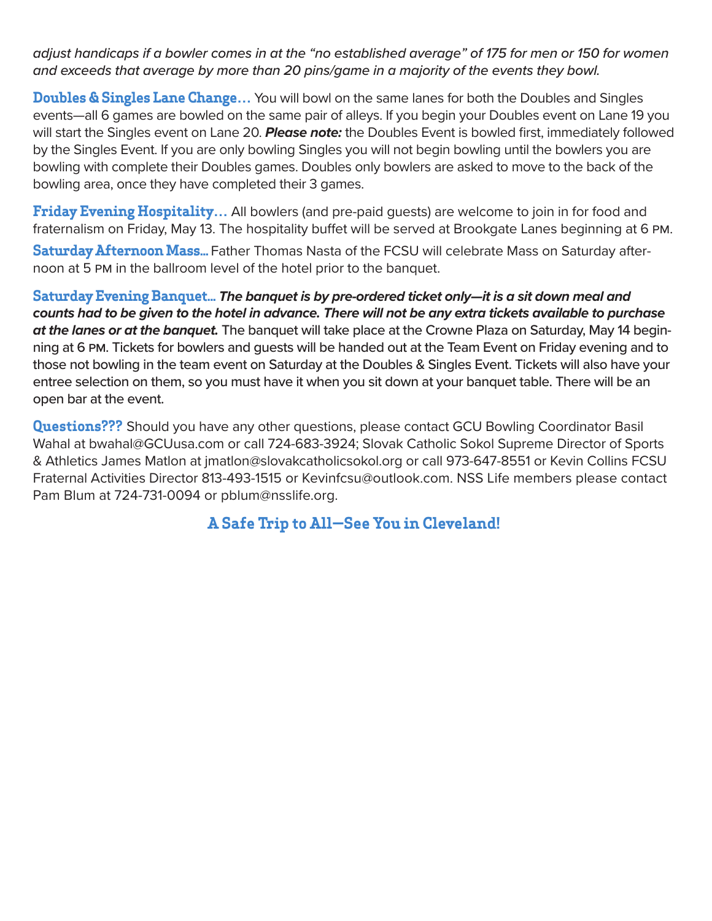*adjust handicaps if a bowler comes in at the "no established average" of 175 for men or 150 for women and exceeds that average by more than 20 pins/game in a majority of the events they bowl.*

**Doubles & Singles Lane Change…** You will bowl on the same lanes for both the Doubles and Singles events—all 6 games are bowled on the same pair of alleys. If you begin your Doubles event on Lane 19 you will start the Singles event on Lane 20. ***Please note:*** the Doubles Event is bowled first, immediately followed by the Singles Event. If you are only bowling Singles you will not begin bowling until the bowlers you are bowling with complete their Doubles games. Doubles only bowlers are asked to move to the back of the bowling area, once they have completed their 3 games.

**Friday Evening Hospitality…** All bowlers (and pre-paid guests) are welcome to join in for food and fraternalism on Friday, May 13. The hospitality buffet will be served at Brookgate Lanes beginning at 6 PM.

**Saturday Afternoon Mass…** Father Thomas Nasta of the FCSU will celebrate Mass on Saturday afternoon at 5 PM in the ballroom level of the hotel prior to the banquet.

**Saturday Evening Banquet…** ***The banquet is by pre-ordered ticket only—it is a sit down meal and counts had to be given to the hotel in advance. There will not be any extra tickets available to purchase at the lanes or at the banquet.*** The banquet will take place at the Crowne Plaza on Saturday, May 14 beginning at 6 PM. Tickets for bowlers and guests will be handed out at the Team Event on Friday evening and to those not bowling in the team event on Saturday at the Doubles & Singles Event. Tickets will also have your entree selection on them, so you must have it when you sit down at your banquet table. There will be an open bar at the event.

**Questions???** Should you have any other questions, please contact GCU Bowling Coordinator Basil Wahal at bwahal@GCUusa.com or call 724-683-3924; Slovak Catholic Sokol Supreme Director of Sports & Athletics James Matlon at jmatlon@slovakcatholicsokol.org or call 973-647-8551 or Kevin Collins FCSU Fraternal Activities Director 813-493-1515 or Kevinfcsu@outlook.com. NSS Life members please contact Pam Blum at 724-731-0094 or pblum@nsslife.org.

**A Safe Trip to All—See You in Cleveland!**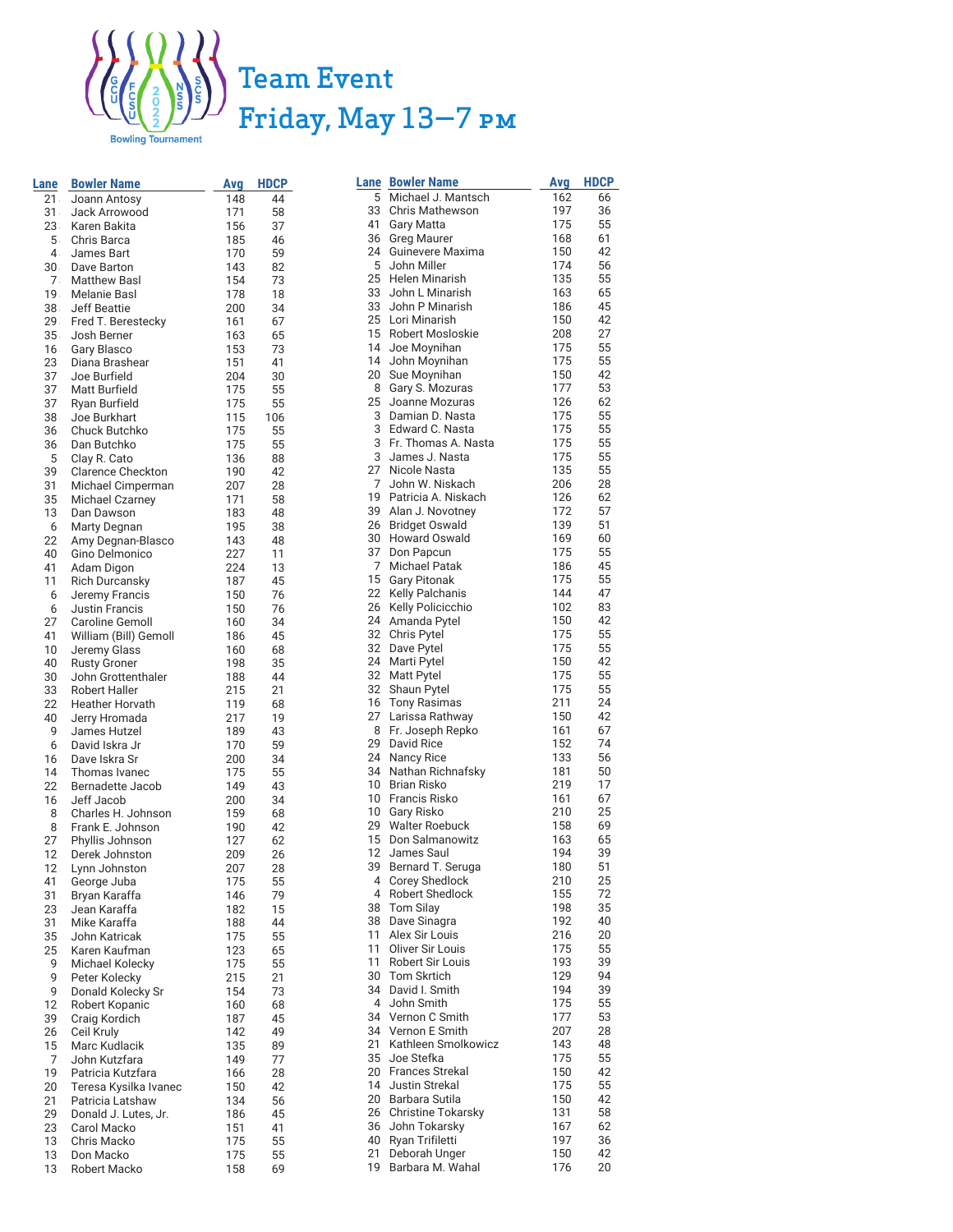# Team Event

## Friday, May 13—7 PM

| Lane | Bowler Name | Avg | HDCP |
|---|---|---|---|
| 21 | Joann Antosy | 148 | 44 |
| 31 | Jack Arrowood | 171 | 58 |
| 23 | Karen Bakita | 156 | 37 |
| 5 | Chris Barca | 185 | 46 |
| 4 | James Bart | 170 | 59 |
| 30 | Dave Barton | 143 | 82 |
| 7 | Matthew Basl | 154 | 73 |
| 19 | Melanie Basl | 178 | 18 |
| 38 | Jeff Beattie | 200 | 34 |
| 29 | Fred T. Berestecky | 161 | 67 |
| 35 | Josh Berner | 163 | 65 |
| 16 | Gary Blasco | 153 | 73 |
| 23 | Diana Brashear | 151 | 41 |
| 37 | Joe Burfield | 204 | 30 |
| 37 | Matt Burfield | 175 | 55 |
| 37 | Ryan Burfield | 175 | 55 |
| 38 | Joe Burkhart | 115 | 106 |
| 36 | Chuck Butchko | 175 | 55 |
| 36 | Dan Butchko | 175 | 55 |
| 5 | Clay R. Cato | 136 | 88 |
| 39 | Clarence Checkton | 190 | 42 |
| 31 | Michael Cimperman | 207 | 28 |
| 35 | Michael Czarney | 171 | 58 |
| 13 | Dan Dawson | 183 | 48 |
| 6 | Marty Degnan | 195 | 38 |
| 22 | Amy Degnan-Blasco | 143 | 48 |
| 40 | Gino Delmonico | 227 | 11 |
| 41 | Adam Digon | 224 | 13 |
| 11 | Rich Durcansky | 187 | 45 |
| 6 | Jeremy Francis | 150 | 76 |
| 6 | Justin Francis | 150 | 76 |
| 27 | Caroline Gemoll | 160 | 34 |
| 41 | William (Bill) Gemoll | 186 | 45 |
| 10 | Jeremy Glass | 160 | 68 |
| 40 | Rusty Groner | 198 | 35 |
| 30 | John Grottenthaler | 188 | 44 |
| 33 | Robert Haller | 215 | 21 |
| 22 | Heather Horvath | 119 | 68 |
| 40 | Jerry Hromada | 217 | 19 |
| 9 | James Hutzel | 189 | 43 |
| 6 | David Iskra Jr | 170 | 59 |
| 16 | Dave Iskra Sr | 200 | 34 |
| 14 | Thomas Ivanec | 175 | 55 |
| 22 | Bernadette Jacob | 149 | 43 |
| 16 | Jeff Jacob | 200 | 34 |
| 8 | Charles H. Johnson | 159 | 68 |
| 8 | Frank E. Johnson | 190 | 42 |
| 27 | Phyllis Johnson | 127 | 62 |
| 12 | Derek Johnston | 209 | 26 |
| 12 | Lynn Johnston | 207 | 28 |
| 41 | George Juba | 175 | 55 |
| 31 | Bryan Karaffa | 146 | 79 |
| 23 | Jean Karaffa | 182 | 15 |
| 31 | Mike Karaffa | 188 | 44 |
| 35 | John Katricak | 175 | 55 |
| 25 | Karen Kaufman | 123 | 65 |
| 9 | Michael Kolecky | 175 | 55 |
| 9 | Peter Kolecky | 215 | 21 |
| 9 | Donald Kolecky Sr | 154 | 73 |
| 12 | Robert Kopanic | 160 | 68 |
| 39 | Craig Kordich | 187 | 45 |
| 26 | Ceil Kruly | 142 | 49 |
| 15 | Marc Kudlacik | 135 | 89 |
| 7 | John Kutzfara | 149 | 77 |
| 19 | Patricia Kutzfara | 166 | 28 |
| 20 | Teresa Kysilka Ivanec | 150 | 42 |
| 21 | Patricia Latshaw | 134 | 56 |
| 29 | Donald J. Lutes, Jr. | 186 | 45 |
| 23 | Carol Macko | 151 | 41 |
| 13 | Chris Macko | 175 | 55 |
| 13 | Don Macko | 175 | 55 |
| 13 | Robert Macko | 158 | 69 |
| 5 | Michael J. Mantsch | 162 | 66 |
| 33 | Chris Mathewson | 197 | 36 |
| 41 | Gary Matta | 175 | 55 |
| 36 | Greg Maurer | 168 | 61 |
| 24 | Guinevere Maxima | 150 | 42 |
| 5 | John Miller | 174 | 56 |
| 25 | Helen Minarish | 135 | 55 |
| 33 | John L Minarish | 163 | 65 |
| 33 | John P Minarish | 186 | 45 |
| 25 | Lori Minarish | 150 | 42 |
| 15 | Robert Mosloskie | 208 | 27 |
| 14 | Joe Moynihan | 175 | 55 |
| 14 | John Moynihan | 175 | 55 |
| 20 | Sue Moynihan | 150 | 42 |
| 8 | Gary S. Mozuras | 177 | 53 |
| 25 | Joanne Mozuras | 126 | 62 |
| 3 | Damian D. Nasta | 175 | 55 |
| 3 | Edward C. Nasta | 175 | 55 |
| 3 | Fr. Thomas A. Nasta | 175 | 55 |
| 3 | James J. Nasta | 175 | 55 |
| 27 | Nicole Nasta | 135 | 55 |
| 7 | John W. Niskach | 206 | 28 |
| 19 | Patricia A. Niskach | 126 | 62 |
| 39 | Alan J. Novotney | 172 | 57 |
| 26 | Bridget Oswald | 139 | 51 |
| 30 | Howard Oswald | 169 | 60 |
| 37 | Don Papcun | 175 | 55 |
| 7 | Michael Patak | 186 | 45 |
| 15 | Gary Pitonak | 175 | 55 |
| 22 | Kelly Palchanis | 144 | 47 |
| 26 | Kelly Policicchio | 102 | 83 |
| 24 | Amanda Pytel | 150 | 42 |
| 32 | Chris Pytel | 175 | 55 |
| 32 | Dave Pytel | 175 | 55 |
| 24 | Marti Pytel | 150 | 42 |
| 32 | Matt Pytel | 175 | 55 |
| 32 | Shaun Pytel | 175 | 55 |
| 16 | Tony Rasimas | 211 | 24 |
| 27 | Larissa Rathway | 150 | 42 |
| 8 | Fr. Joseph Repko | 161 | 67 |
| 29 | David Rice | 152 | 74 |
| 24 | Nancy Rice | 133 | 56 |
| 34 | Nathan Richnafsky | 181 | 50 |
| 10 | Brian Risko | 219 | 17 |
| 10 | Francis Risko | 161 | 67 |
| 10 | Gary Risko | 210 | 25 |
| 29 | Walter Roebuck | 158 | 69 |
| 15 | Don Salmanowitz | 163 | 65 |
| 12 | James Saul | 194 | 39 |
| 39 | Bernard T. Seruga | 180 | 51 |
| 4 | Corey Shedlock | 210 | 25 |
| 4 | Robert Shedlock | 155 | 72 |
| 38 | Tom Silay | 198 | 35 |
| 38 | Dave Sinagra | 192 | 40 |
| 11 | Alex Sir Louis | 216 | 20 |
| 11 | Oliver Sir Louis | 175 | 55 |
| 11 | Robert Sir Louis | 193 | 39 |
| 30 | Tom Skrtich | 129 | 94 |
| 34 | David I. Smith | 194 | 39 |
| 4 | John Smith | 175 | 55 |
| 34 | Vernon C Smith | 177 | 53 |
| 34 | Vernon E Smith | 207 | 28 |
| 21 | Kathleen Smolkowicz | 143 | 48 |
| 35 | Joe Stefka | 175 | 55 |
| 20 | Frances Strekal | 150 | 42 |
| 14 | Justin Strekal | 175 | 55 |
| 20 | Barbara Sutila | 150 | 42 |
| 26 | Christine Tokarsky | 131 | 58 |
| 36 | John Tokarsky | 167 | 62 |
| 40 | Ryan Trifiletti | 197 | 36 |
| 21 | Deborah Unger | 150 | 42 |
| 19 | Barbara M. Wahal | 176 | 20 |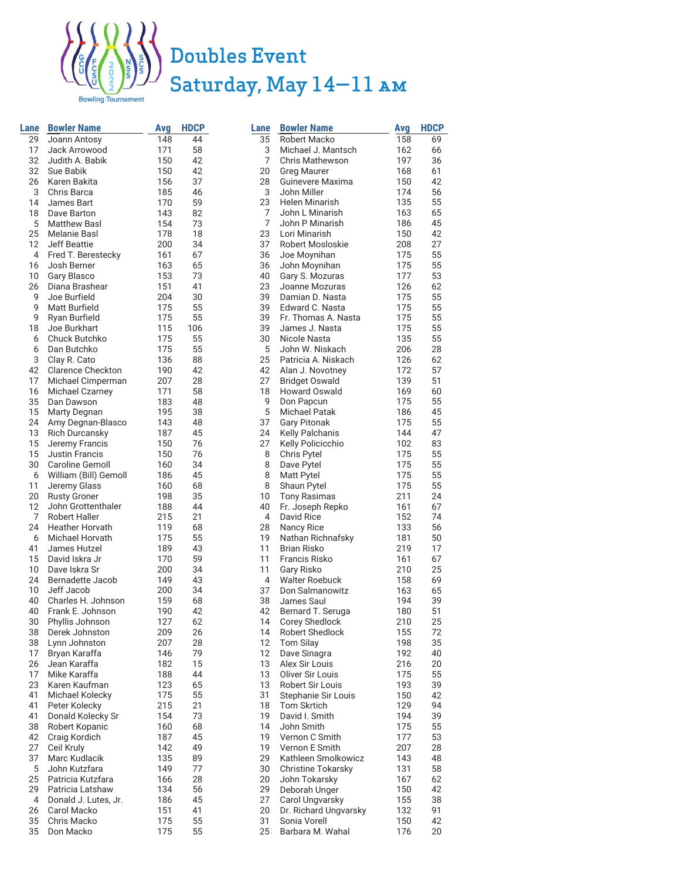# Doubles Event

## Saturday, May 14—11 AM

| Lane | Bowler Name | Avg | HDCP |
|---|---|---|---|
| 29 | Joann Antosy | 148 | 44 |
| 17 | Jack Arrowood | 171 | 58 |
| 32 | Judith A. Babik | 150 | 42 |
| 32 | Sue Babik | 150 | 42 |
| 26 | Karen Bakita | 156 | 37 |
| 3 | Chris Barca | 185 | 46 |
| 14 | James Bart | 170 | 59 |
| 18 | Dave Barton | 143 | 82 |
| 5 | Matthew Basl | 154 | 73 |
| 25 | Melanie Basl | 178 | 18 |
| 12 | Jeff Beattie | 200 | 34 |
| 4 | Fred T. Berestecky | 161 | 67 |
| 16 | Josh Berner | 163 | 65 |
| 10 | Gary Blasco | 153 | 73 |
| 26 | Diana Brashear | 151 | 41 |
| 9 | Joe Burfield | 204 | 30 |
| 9 | Matt Burfield | 175 | 55 |
| 9 | Ryan Burfield | 175 | 55 |
| 18 | Joe Burkhart | 115 | 106 |
| 6 | Chuck Butchko | 175 | 55 |
| 6 | Dan Butchko | 175 | 55 |
| 3 | Clay R. Cato | 136 | 88 |
| 42 | Clarence Checkton | 190 | 42 |
| 17 | Michael Cimperman | 207 | 28 |
| 16 | Michael Czarney | 171 | 58 |
| 35 | Dan Dawson | 183 | 48 |
| 15 | Marty Degnan | 195 | 38 |
| 24 | Amy Degnan-Blasco | 143 | 48 |
| 13 | Rich Durcansky | 187 | 45 |
| 15 | Jeremy Francis | 150 | 76 |
| 15 | Justin Francis | 150 | 76 |
| 30 | Caroline Gemoll | 160 | 34 |
| 6 | William (Bill) Gemoll | 186 | 45 |
| 11 | Jeremy Glass | 160 | 68 |
| 20 | Rusty Groner | 198 | 35 |
| 12 | John Grottenthaler | 188 | 44 |
| 7 | Robert Haller | 215 | 21 |
| 24 | Heather Horvath | 119 | 68 |
| 6 | Michael Horvath | 175 | 55 |
| 41 | James Hutzel | 189 | 43 |
| 15 | David Iskra Jr | 170 | 59 |
| 10 | Dave Iskra Sr | 200 | 34 |
| 24 | Bernadette Jacob | 149 | 43 |
| 10 | Jeff Jacob | 200 | 34 |
| 40 | Charles H. Johnson | 159 | 68 |
| 40 | Frank E. Johnson | 190 | 42 |
| 30 | Phyllis Johnson | 127 | 62 |
| 38 | Derek Johnston | 209 | 26 |
| 38 | Lynn Johnston | 207 | 28 |
| 17 | Bryan Karaffa | 146 | 79 |
| 26 | Jean Karaffa | 182 | 15 |
| 17 | Mike Karaffa | 188 | 44 |
| 23 | Karen Kaufman | 123 | 65 |
| 41 | Michael Kolecky | 175 | 55 |
| 41 | Peter Kolecky | 215 | 21 |
| 41 | Donald Kolecky Sr | 154 | 73 |
| 38 | Robert Kopanic | 160 | 68 |
| 42 | Craig Kordich | 187 | 45 |
| 27 | Ceil Kruly | 142 | 49 |
| 37 | Marc Kudlacik | 135 | 89 |
| 5 | John Kutzfara | 149 | 77 |
| 25 | Patricia Kutzfara | 166 | 28 |
| 29 | Patricia Latshaw | 134 | 56 |
| 4 | Donald J. Lutes, Jr. | 186 | 45 |
| 26 | Carol Macko | 151 | 41 |
| 35 | Chris Macko | 175 | 55 |
| 35 | Don Macko | 175 | 55 |
| 35 | Robert Macko | 158 | 69 |
| 3 | Michael J. Mantsch | 162 | 66 |
| 7 | Chris Mathewson | 197 | 36 |
| 20 | Greg Maurer | 168 | 61 |
| 28 | Guinevere Maxima | 150 | 42 |
| 3 | John Miller | 174 | 56 |
| 23 | Helen Minarish | 135 | 55 |
| 7 | John L Minarish | 163 | 65 |
| 7 | John P Minarish | 186 | 45 |
| 23 | Lori Minarish | 150 | 42 |
| 37 | Robert Mosloskie | 208 | 27 |
| 36 | Joe Moynihan | 175 | 55 |
| 36 | John Moynihan | 175 | 55 |
| 40 | Gary S. Mozuras | 177 | 53 |
| 23 | Joanne Mozuras | 126 | 62 |
| 39 | Damian D. Nasta | 175 | 55 |
| 39 | Edward C. Nasta | 175 | 55 |
| 39 | Fr. Thomas A. Nasta | 175 | 55 |
| 39 | James J. Nasta | 175 | 55 |
| 30 | Nicole Nasta | 135 | 55 |
| 5 | John W. Niskach | 206 | 28 |
| 25 | Patricia A. Niskach | 126 | 62 |
| 42 | Alan J. Novotney | 172 | 57 |
| 27 | Bridget Oswald | 139 | 51 |
| 18 | Howard Oswald | 169 | 60 |
| 9 | Don Papcun | 175 | 55 |
| 5 | Michael Patak | 186 | 45 |
| 37 | Gary Pitonak | 175 | 55 |
| 24 | Kelly Palchanis | 144 | 47 |
| 27 | Kelly Policicchio | 102 | 83 |
| 8 | Chris Pytel | 175 | 55 |
| 8 | Dave Pytel | 175 | 55 |
| 8 | Matt Pytel | 175 | 55 |
| 8 | Shaun Pytel | 175 | 55 |
| 10 | Tony Rasimas | 211 | 24 |
| 40 | Fr. Joseph Repko | 161 | 67 |
| 4 | David Rice | 152 | 74 |
| 28 | Nancy Rice | 133 | 56 |
| 19 | Nathan Richnafsky | 181 | 50 |
| 11 | Brian Risko | 219 | 17 |
| 11 | Francis Risko | 161 | 67 |
| 11 | Gary Risko | 210 | 25 |
| 4 | Walter Roebuck | 158 | 69 |
| 37 | Don Salmanowitz | 163 | 65 |
| 38 | James Saul | 194 | 39 |
| 42 | Bernard T. Seruga | 180 | 51 |
| 14 | Corey Shedlock | 210 | 25 |
| 14 | Robert Shedlock | 155 | 72 |
| 12 | Tom Silay | 198 | 35 |
| 12 | Dave Sinagra | 192 | 40 |
| 13 | Alex Sir Louis | 216 | 20 |
| 13 | Oliver Sir Louis | 175 | 55 |
| 13 | Robert Sir Louis | 193 | 39 |
| 31 | Stephanie Sir Louis | 150 | 42 |
| 18 | Tom Skrtich | 129 | 94 |
| 19 | David I. Smith | 194 | 39 |
| 14 | John Smith | 175 | 55 |
| 19 | Vernon C Smith | 177 | 53 |
| 19 | Vernon E Smith | 207 | 28 |
| 29 | Kathleen Smolkowicz | 143 | 48 |
| 30 | Christine Tokarsky | 131 | 58 |
| 20 | John Tokarsky | 167 | 62 |
| 29 | Deborah Unger | 150 | 42 |
| 27 | Carol Ungvarsky | 155 | 38 |
| 20 | Dr. Richard Ungvarsky | 132 | 91 |
| 31 | Sonia Vorell | 150 | 42 |
| 25 | Barbara M. Wahal | 176 | 20 |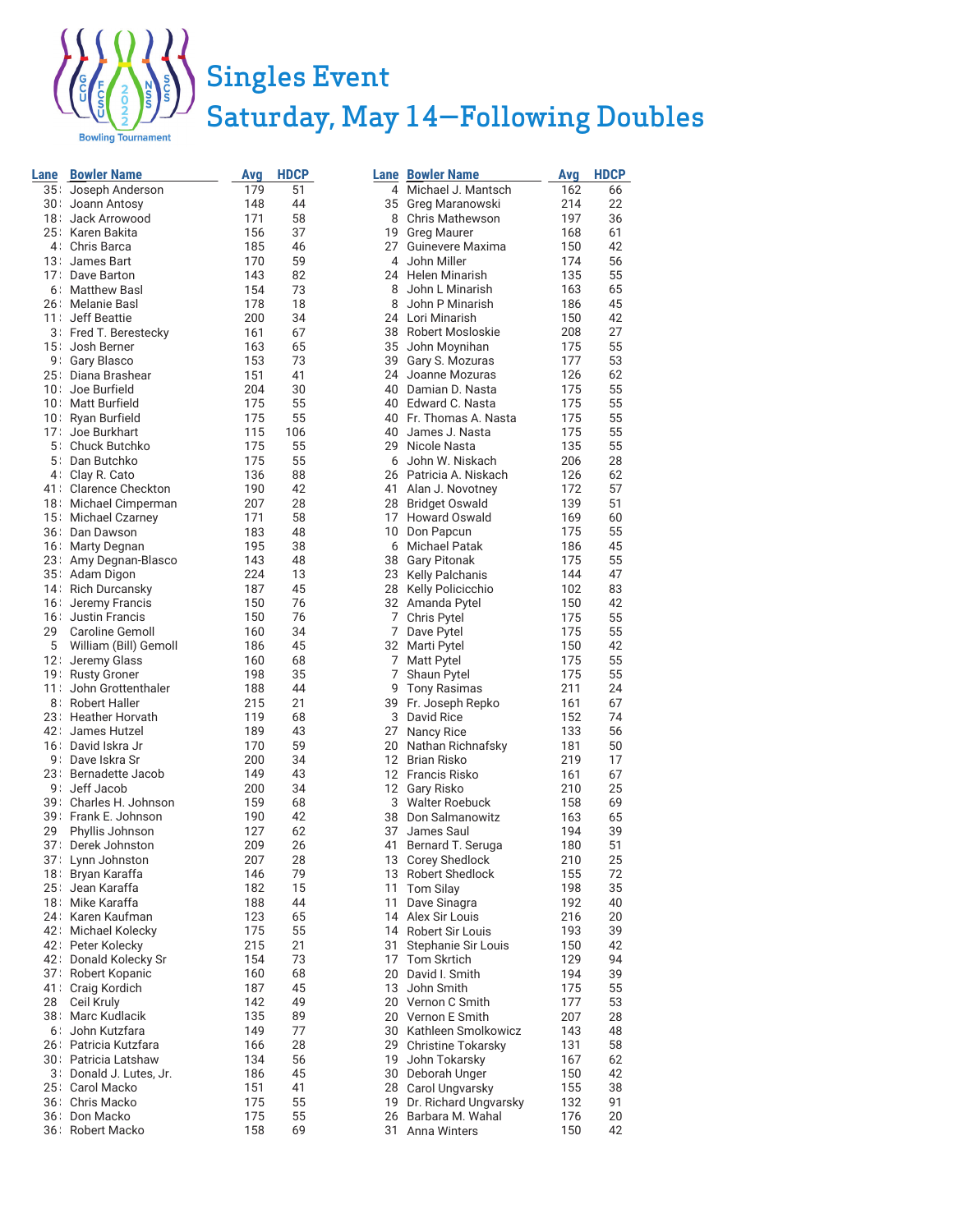# Singles Event

## Saturday, May 14—Following Doubles

| Lane | Bowler Name | Avg | HDCP |
|---|---|---|---|
| 35 | Joseph Anderson | 179 | 51 |
| 30 | Joann Antosy | 148 | 44 |
| 18 | Jack Arrowood | 171 | 58 |
| 25 | Karen Bakita | 156 | 37 |
| 4 | Chris Barca | 185 | 46 |
| 13 | James Bart | 170 | 59 |
| 17 | Dave Barton | 143 | 82 |
| 6 | Matthew Basl | 154 | 73 |
| 26 | Melanie Basl | 178 | 18 |
| 11 | Jeff Beattie | 200 | 34 |
| 3 | Fred T. Berestecky | 161 | 67 |
| 15 | Josh Berner | 163 | 65 |
| 9 | Gary Blasco | 153 | 73 |
| 25 | Diana Brashear | 151 | 41 |
| 10 | Joe Burfield | 204 | 30 |
| 10 | Matt Burfield | 175 | 55 |
| 10 | Ryan Burfield | 175 | 55 |
| 17 | Joe Burkhart | 115 | 106 |
| 5 | Chuck Butchko | 175 | 55 |
| 5 | Dan Butchko | 175 | 55 |
| 4 | Clay R. Cato | 136 | 88 |
| 41 | Clarence Checkton | 190 | 42 |
| 18 | Michael Cimperman | 207 | 28 |
| 15 | Michael Czarney | 171 | 58 |
| 36 | Dan Dawson | 183 | 48 |
| 16 | Marty Degnan | 195 | 38 |
| 23 | Amy Degnan-Blasco | 143 | 48 |
| 35 | Adam Digon | 224 | 13 |
| 14 | Rich Durcansky | 187 | 45 |
| 16 | Jeremy Francis | 150 | 76 |
| 16 | Justin Francis | 150 | 76 |
| 29 | Caroline Gemoll | 160 | 34 |
| 5 | William (Bill) Gemoll | 186 | 45 |
| 12 | Jeremy Glass | 160 | 68 |
| 19 | Rusty Groner | 198 | 35 |
| 11 | John Grottenthaler | 188 | 44 |
| 8 | Robert Haller | 215 | 21 |
| 23 | Heather Horvath | 119 | 68 |
| 42 | James Hutzel | 189 | 43 |
| 16 | David Iskra Jr | 170 | 59 |
| 9 | Dave Iskra Sr | 200 | 34 |
| 23 | Bernadette Jacob | 149 | 43 |
| 9 | Jeff Jacob | 200 | 34 |
| 39 | Charles H. Johnson | 159 | 68 |
| 39 | Frank E. Johnson | 190 | 42 |
| 29 | Phyllis Johnson | 127 | 62 |
| 37 | Derek Johnston | 209 | 26 |
| 37 | Lynn Johnston | 207 | 28 |
| 18 | Bryan Karaffa | 146 | 79 |
| 25 | Jean Karaffa | 182 | 15 |
| 18 | Mike Karaffa | 188 | 44 |
| 24 | Karen Kaufman | 123 | 65 |
| 42 | Michael Kolecky | 175 | 55 |
| 42 | Peter Kolecky | 215 | 21 |
| 42 | Donald Kolecky Sr | 154 | 73 |
| 37 | Robert Kopanic | 160 | 68 |
| 41 | Craig Kordich | 187 | 45 |
| 28 | Ceil Kruly | 142 | 49 |
| 38 | Marc Kudlacik | 135 | 89 |
| 6 | John Kutzfara | 149 | 77 |
| 26 | Patricia Kutzfara | 166 | 28 |
| 30 | Patricia Latshaw | 134 | 56 |
| 3 | Donald J. Lutes, Jr. | 186 | 45 |
| 25 | Carol Macko | 151 | 41 |
| 36 | Chris Macko | 175 | 55 |
| 36 | Don Macko | 175 | 55 |
| 36 | Robert Macko | 158 | 69 |
| 4 | Michael J. Mantsch | 162 | 66 |
| 35 | Greg Maranowski | 214 | 22 |
| 8 | Chris Mathewson | 197 | 36 |
| 19 | Greg Maurer | 168 | 61 |
| 27 | Guinevere Maxima | 150 | 42 |
| 4 | John Miller | 174 | 56 |
| 24 | Helen Minarish | 135 | 55 |
| 8 | John L Minarish | 163 | 65 |
| 8 | John P Minarish | 186 | 45 |
| 24 | Lori Minarish | 150 | 42 |
| 38 | Robert Mosloskie | 208 | 27 |
| 35 | John Moynihan | 175 | 55 |
| 39 | Gary S. Mozuras | 177 | 53 |
| 24 | Joanne Mozuras | 126 | 62 |
| 40 | Damian D. Nasta | 175 | 55 |
| 40 | Edward C. Nasta | 175 | 55 |
| 40 | Fr. Thomas A. Nasta | 175 | 55 |
| 40 | James J. Nasta | 175 | 55 |
| 29 | Nicole Nasta | 135 | 55 |
| 6 | John W. Niskach | 206 | 28 |
| 26 | Patricia A. Niskach | 126 | 62 |
| 41 | Alan J. Novotney | 172 | 57 |
| 28 | Bridget Oswald | 139 | 51 |
| 17 | Howard Oswald | 169 | 60 |
| 10 | Don Papcun | 175 | 55 |
| 6 | Michael Patak | 186 | 45 |
| 38 | Gary Pitonak | 175 | 55 |
| 23 | Kelly Palchanis | 144 | 47 |
| 28 | Kelly Policicchio | 102 | 83 |
| 32 | Amanda Pytel | 150 | 42 |
| 7 | Chris Pytel | 175 | 55 |
| 7 | Dave Pytel | 175 | 55 |
| 32 | Marti Pytel | 150 | 42 |
| 7 | Matt Pytel | 175 | 55 |
| 7 | Shaun Pytel | 175 | 55 |
| 9 | Tony Rasimas | 211 | 24 |
| 39 | Fr. Joseph Repko | 161 | 67 |
| 3 | David Rice | 152 | 74 |
| 27 | Nancy Rice | 133 | 56 |
| 20 | Nathan Richnafsky | 181 | 50 |
| 12 | Brian Risko | 219 | 17 |
| 12 | Francis Risko | 161 | 67 |
| 12 | Gary Risko | 210 | 25 |
| 3 | Walter Roebuck | 158 | 69 |
| 38 | Don Salmanowitz | 163 | 65 |
| 37 | James Saul | 194 | 39 |
| 41 | Bernard T. Seruga | 180 | 51 |
| 13 | Corey Shedlock | 210 | 25 |
| 13 | Robert Shedlock | 155 | 72 |
| 11 | Tom Silay | 198 | 35 |
| 11 | Dave Sinagra | 192 | 40 |
| 14 | Alex Sir Louis | 216 | 20 |
| 14 | Robert Sir Louis | 193 | 39 |
| 31 | Stephanie Sir Louis | 150 | 42 |
| 17 | Tom Skrtich | 129 | 94 |
| 20 | David I. Smith | 194 | 39 |
| 13 | John Smith | 175 | 55 |
| 20 | Vernon C Smith | 177 | 53 |
| 20 | Vernon E Smith | 207 | 28 |
| 30 | Kathleen Smolkowicz | 143 | 48 |
| 29 | Christine Tokarsky | 131 | 58 |
| 19 | John Tokarsky | 167 | 62 |
| 30 | Deborah Unger | 150 | 42 |
| 28 | Carol Ungvarsky | 155 | 38 |
| 19 | Dr. Richard Ungvarsky | 132 | 91 |
| 26 | Barbara M. Wahal | 176 | 20 |
| 31 | Anna Winters | 150 | 42 |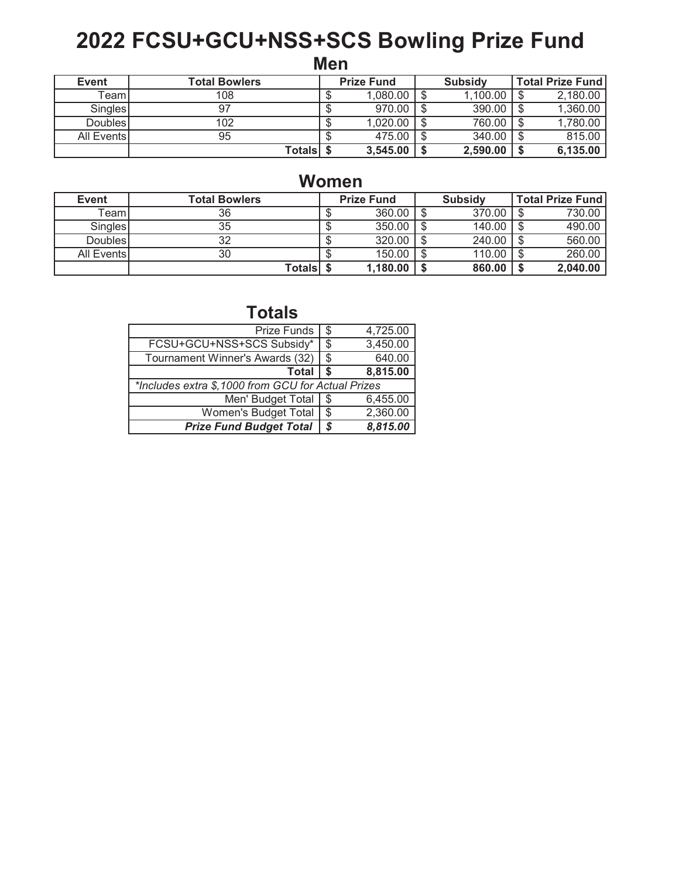# 2022 FCSU+GCU+NSS+SCS Bowling Prize Fund

## Men

| Event | Total Bowlers | Prize Fund | Subsidy | Total Prize Fund |
|---|---|---|---|---|
| Team | 108 | $ 1,080.00 | $ 1,100.00 | $ 2,180.00 |
| Singles | 97 | $ 970.00 | $ 390.00 | $ 1,360.00 |
| Doubles | 102 | $ 1,020.00 | $ 760.00 | $ 1,780.00 |
| All Events | 95 | $ 475.00 | $ 340.00 | $ 815.00 |
| | **Totals** | **$ 3,545.00** | **$ 2,590.00** | **$ 6,135.00** |

## Women

| Event | Total Bowlers | Prize Fund | Subsidy | Total Prize Fund |
|---|---|---|---|---|
| Team | 36 | $ 360.00 | $ 370.00 | $ 730.00 |
| Singles | 35 | $ 350.00 | $ 140.00 | $ 490.00 |
| Doubles | 32 | $ 320.00 | $ 240.00 | $ 560.00 |
| All Events | 30 | $ 150.00 | $ 110.00 | $ 260.00 |
| | **Totals** | **$ 1,180.00** | **$ 860.00** | **$ 2,040.00** |

## Totals

| | |
|---|---|
| Prize Funds | $ 4,725.00 |
| FCSU+GCU+NSS+SCS Subsidy* | $ 3,450.00 |
| Tournament Winner's Awards (32) | $ 640.00 |
| **Total** | **$ 8,815.00** |
| *\*Includes extra $,1000 from GCU for Actual Prizes* | |
| Men' Budget Total | $ 6,455.00 |
| Women's Budget Total | $ 2,360.00 |
| ***Prize Fund Budget Total*** | ***$ 8,815.00*** |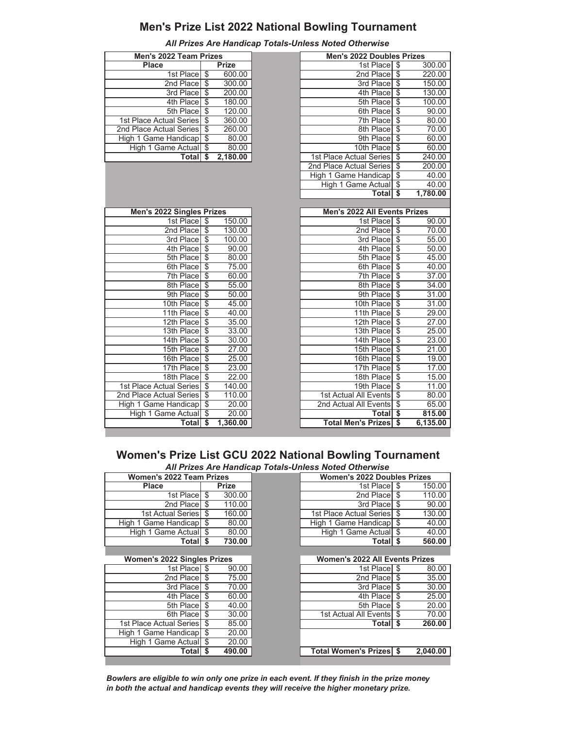# Men's Prize List 2022 National Bowling Tournament

***All Prizes Are Handicap Totals-Unless Noted Otherwise***

| Men's 2022 Team Prizes | | |
|---|---|---|
| **Place** | | **Prize** |
| 1st Place | $ | 600.00 |
| 2nd Place | $ | 300.00 |
| 3rd Place | $ | 200.00 |
| 4th Place | $ | 180.00 |
| 5th Place | $ | 120.00 |
| 1st Place Actual Series | $ | 360.00 |
| 2nd Place Actual Series | $ | 260.00 |
| High 1 Game Handicap | $ | 80.00 |
| High 1 Game Actual | $ | 80.00 |
| **Total** | **$** | **2,180.00** |

| Men's 2022 Doubles Prizes | | |
|---|---|---|
| 1st Place | $ | 300.00 |
| 2nd Place | $ | 220.00 |
| 3rd Place | $ | 150.00 |
| 4th Place | $ | 130.00 |
| 5th Place | $ | 100.00 |
| 6th Place | $ | 90.00 |
| 7th Place | $ | 80.00 |
| 8th Place | $ | 70.00 |
| 9th Place | $ | 60.00 |
| 10th Place | $ | 60.00 |
| 1st Place Actual Series | $ | 240.00 |
| 2nd Place Actual Series | $ | 200.00 |
| High 1 Game Handicap | $ | 40.00 |
| High 1 Game Actual | $ | 40.00 |
| **Total** | **$** | **1,780.00** |

| Men's 2022 Singles Prizes | | |
|---|---|---|
| 1st Place | $ | 150.00 |
| 2nd Place | $ | 130.00 |
| 3rd Place | $ | 100.00 |
| 4th Place | $ | 90.00 |
| 5th Place | $ | 80.00 |
| 6th Place | $ | 75.00 |
| 7th Place | $ | 60.00 |
| 8th Place | $ | 55.00 |
| 9th Place | $ | 50.00 |
| 10th Place | $ | 45.00 |
| 11th Place | $ | 40.00 |
| 12th Place | $ | 35.00 |
| 13th Place | $ | 33.00 |
| 14th Place | $ | 30.00 |
| 15th Place | $ | 27.00 |
| 16th Place | $ | 25.00 |
| 17th Place | $ | 23.00 |
| 18th Place | $ | 22.00 |
| 1st Place Actual Series | $ | 140.00 |
| 2nd Place Actual Series | $ | 110.00 |
| High 1 Game Handicap | $ | 20.00 |
| High 1 Game Actual | $ | 20.00 |
| **Total** | **$** | **1,360.00** |

| Men's 2022 All Events Prizes | | |
|---|---|---|
| 1st Place | $ | 90.00 |
| 2nd Place | $ | 70.00 |
| 3rd Place | $ | 55.00 |
| 4th Place | $ | 50.00 |
| 5th Place | $ | 45.00 |
| 6th Place | $ | 40.00 |
| 7th Place | $ | 37.00 |
| 8th Place | $ | 34.00 |
| 9th Place | $ | 31.00 |
| 10th Place | $ | 31.00 |
| 11th Place | $ | 29.00 |
| 12th Place | $ | 27.00 |
| 13th Place | $ | 25.00 |
| 14th Place | $ | 23.00 |
| 15th Place | $ | 21.00 |
| 16th Place | $ | 19.00 |
| 17th Place | $ | 17.00 |
| 18th Place | $ | 15.00 |
| 19th Place | $ | 11.00 |
| 1st Actual All Events | $ | 80.00 |
| 2nd Actual All Events | $ | 65.00 |
| **Total** | **$** | **815.00** |
| **Total Men's Prizes** | **$** | **6,135.00** |

# Women's Prize List GCU 2022 National Bowling Tournament

***All Prizes Are Handicap Totals-Unless Noted Otherwise***

| Women's 2022 Team Prizes | | |
|---|---|---|
| **Place** | | **Prize** |
| 1st Place | $ | 300.00 |
| 2nd Place | $ | 110.00 |
| 1st Actual Series | $ | 160.00 |
| High 1 Game Handicap | $ | 80.00 |
| High 1 Game Actual | $ | 80.00 |
| **Total** | **$** | **730.00** |

| Women's 2022 Doubles Prizes | | |
|---|---|---|
| 1st Place | $ | 150.00 |
| 2nd Place | $ | 110.00 |
| 3rd Place | $ | 90.00 |
| 1st Place Actual Series | $ | 130.00 |
| High 1 Game Handicap | $ | 40.00 |
| High 1 Game Actual | $ | 40.00 |
| **Total** | **$** | **560.00** |

| Women's 2022 Singles Prizes | | |
|---|---|---|
| 1st Place | $ | 90.00 |
| 2nd Place | $ | 75.00 |
| 3rd Place | $ | 70.00 |
| 4th Place | $ | 60.00 |
| 5th Place | $ | 40.00 |
| 6th Place | $ | 30.00 |
| 1st Place Actual Series | $ | 85.00 |
| High 1 Game Handicap | $ | 20.00 |
| High 1 Game Actual | $ | 20.00 |
| **Total** | **$** | **490.00** |

| Women's 2022 All Events Prizes | | |
|---|---|---|
| 1st Place | $ | 80.00 |
| 2nd Place | $ | 35.00 |
| 3rd Place | $ | 30.00 |
| 4th Place | $ | 25.00 |
| 5th Place | $ | 20.00 |
| 1st Actual All Events | $ | 70.00 |
| **Total** | **$** | **260.00** |

**Total Women's Prizes $ 2,040.00**

***Bowlers are eligible to win only one prize in each event. If they finish in the prize money in both the actual and handicap events they will receive the higher monetary prize.***